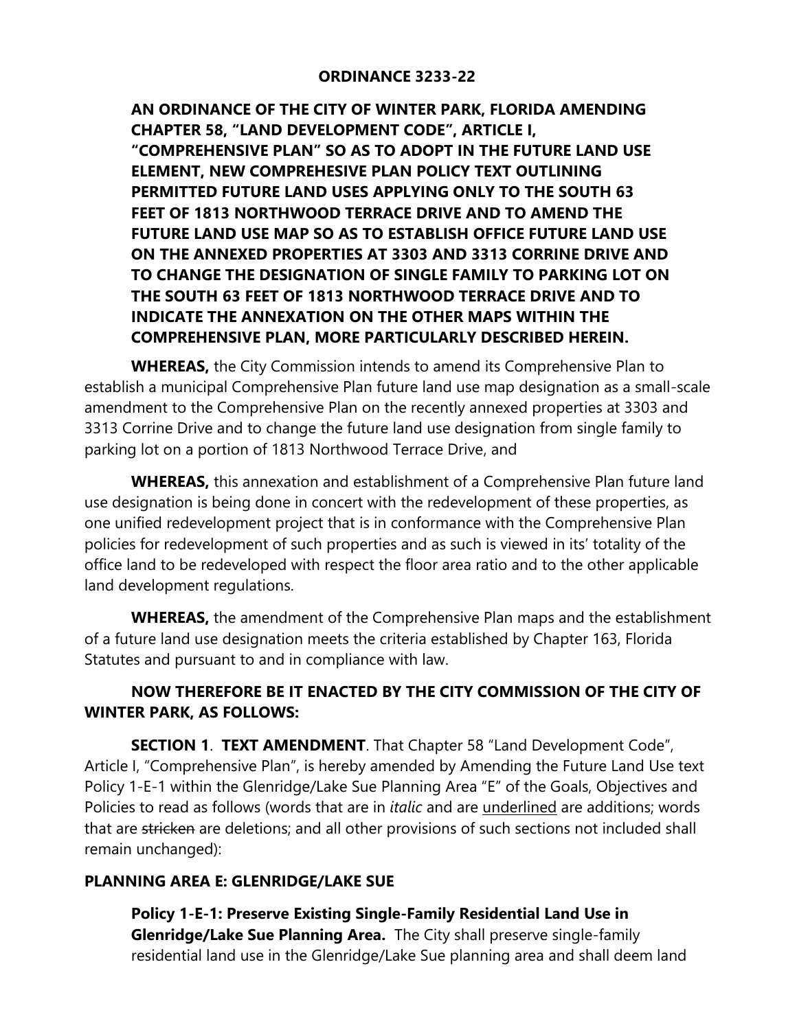**ORDINANCE 3233-22**

**AN ORDINANCE OF THE CITY OF WINTER PARK, FLORIDA AMENDING CHAPTER 58, "LAND DEVELOPMENT CODE", ARTICLE I, "COMPREHENSIVE PLAN" SO AS TO ADOPT IN THE FUTURE LAND USE ELEMENT, NEW COMPREHESIVE PLAN POLICY TEXT OUTLINING PERMITTED FUTURE LAND USES APPLYING ONLY TO THE SOUTH 63 FEET OF 1813 NORTHWOOD TERRACE DRIVE AND TO AMEND THE FUTURE LAND USE MAP SO AS TO ESTABLISH OFFICE FUTURE LAND USE ON THE ANNEXED PROPERTIES AT 3303 AND 3313 CORRINE DRIVE AND TO CHANGE THE DESIGNATION OF SINGLE FAMILY TO PARKING LOT ON THE SOUTH 63 FEET OF 1813 NORTHWOOD TERRACE DRIVE AND TO INDICATE THE ANNEXATION ON THE OTHER MAPS WITHIN THE COMPREHENSIVE PLAN, MORE PARTICULARLY DESCRIBED HEREIN.**

**WHEREAS,** the City Commission intends to amend its Comprehensive Plan to establish a municipal Comprehensive Plan future land use map designation as a small-scale amendment to the Comprehensive Plan on the recently annexed properties at 3303 and 3313 Corrine Drive and to change the future land use designation from single family to parking lot on a portion of 1813 Northwood Terrace Drive, and

**WHEREAS,** this annexation and establishment of a Comprehensive Plan future land use designation is being done in concert with the redevelopment of these properties, as one unified redevelopment project that is in conformance with the Comprehensive Plan policies for redevelopment of such properties and as such is viewed in its' totality of the office land to be redeveloped with respect the floor area ratio and to the other applicable land development regulations.

**WHEREAS,** the amendment of the Comprehensive Plan maps and the establishment of a future land use designation meets the criteria established by Chapter 163, Florida Statutes and pursuant to and in compliance with law.

**NOW THEREFORE BE IT ENACTED BY THE CITY COMMISSION OF THE CITY OF WINTER PARK, AS FOLLOWS:**

**SECTION 1**. **TEXT AMENDMENT**. That Chapter 58 "Land Development Code", Article I, "Comprehensive Plan", is hereby amended by Amending the Future Land Use text Policy 1-E-1 within the Glenridge/Lake Sue Planning Area "E" of the Goals, Objectives and Policies to read as follows (words that are in *italic* and are <u>underlined</u> are additions; words that are ~~stricken~~ are deletions; and all other provisions of such sections not included shall remain unchanged):

**PLANNING AREA E: GLENRIDGE/LAKE SUE**

**Policy 1-E-1: Preserve Existing Single-Family Residential Land Use in Glenridge/Lake Sue Planning Area.** The City shall preserve single-family residential land use in the Glenridge/Lake Sue planning area and shall deem land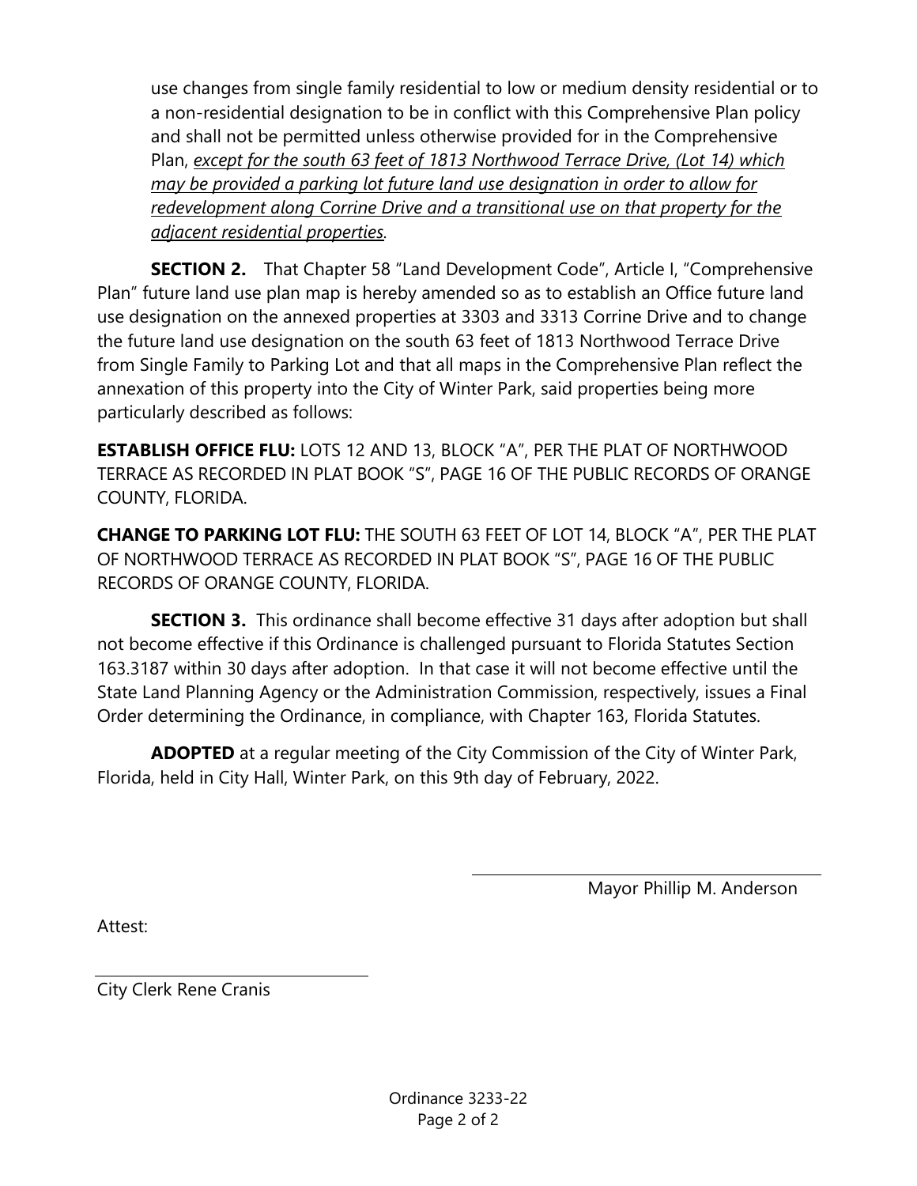use changes from single family residential to low or medium density residential or to a non-residential designation to be in conflict with this Comprehensive Plan policy and shall not be permitted unless otherwise provided for in the Comprehensive Plan, <u>*except for the south 63 feet of 1813 Northwood Terrace Drive, (Lot 14) which may be provided a parking lot future land use designation in order to allow for redevelopment along Corrine Drive and a transitional use on that property for the adjacent residential properties*</u>.

**SECTION 2.** That Chapter 58 "Land Development Code", Article I, "Comprehensive Plan" future land use plan map is hereby amended so as to establish an Office future land use designation on the annexed properties at 3303 and 3313 Corrine Drive and to change the future land use designation on the south 63 feet of 1813 Northwood Terrace Drive from Single Family to Parking Lot and that all maps in the Comprehensive Plan reflect the annexation of this property into the City of Winter Park, said properties being more particularly described as follows:

**ESTABLISH OFFICE FLU:** LOTS 12 AND 13, BLOCK "A", PER THE PLAT OF NORTHWOOD TERRACE AS RECORDED IN PLAT BOOK "S", PAGE 16 OF THE PUBLIC RECORDS OF ORANGE COUNTY, FLORIDA.

**CHANGE TO PARKING LOT FLU:** THE SOUTH 63 FEET OF LOT 14, BLOCK "A", PER THE PLAT OF NORTHWOOD TERRACE AS RECORDED IN PLAT BOOK "S", PAGE 16 OF THE PUBLIC RECORDS OF ORANGE COUNTY, FLORIDA.

**SECTION 3.** This ordinance shall become effective 31 days after adoption but shall not become effective if this Ordinance is challenged pursuant to Florida Statutes Section 163.3187 within 30 days after adoption. In that case it will not become effective until the State Land Planning Agency or the Administration Commission, respectively, issues a Final Order determining the Ordinance, in compliance, with Chapter 163, Florida Statutes.

**ADOPTED** at a regular meeting of the City Commission of the City of Winter Park, Florida, held in City Hall, Winter Park, on this 9th day of February, 2022.

Mayor Phillip M. Anderson

Attest:

City Clerk Rene Cranis

Ordinance 3233-22